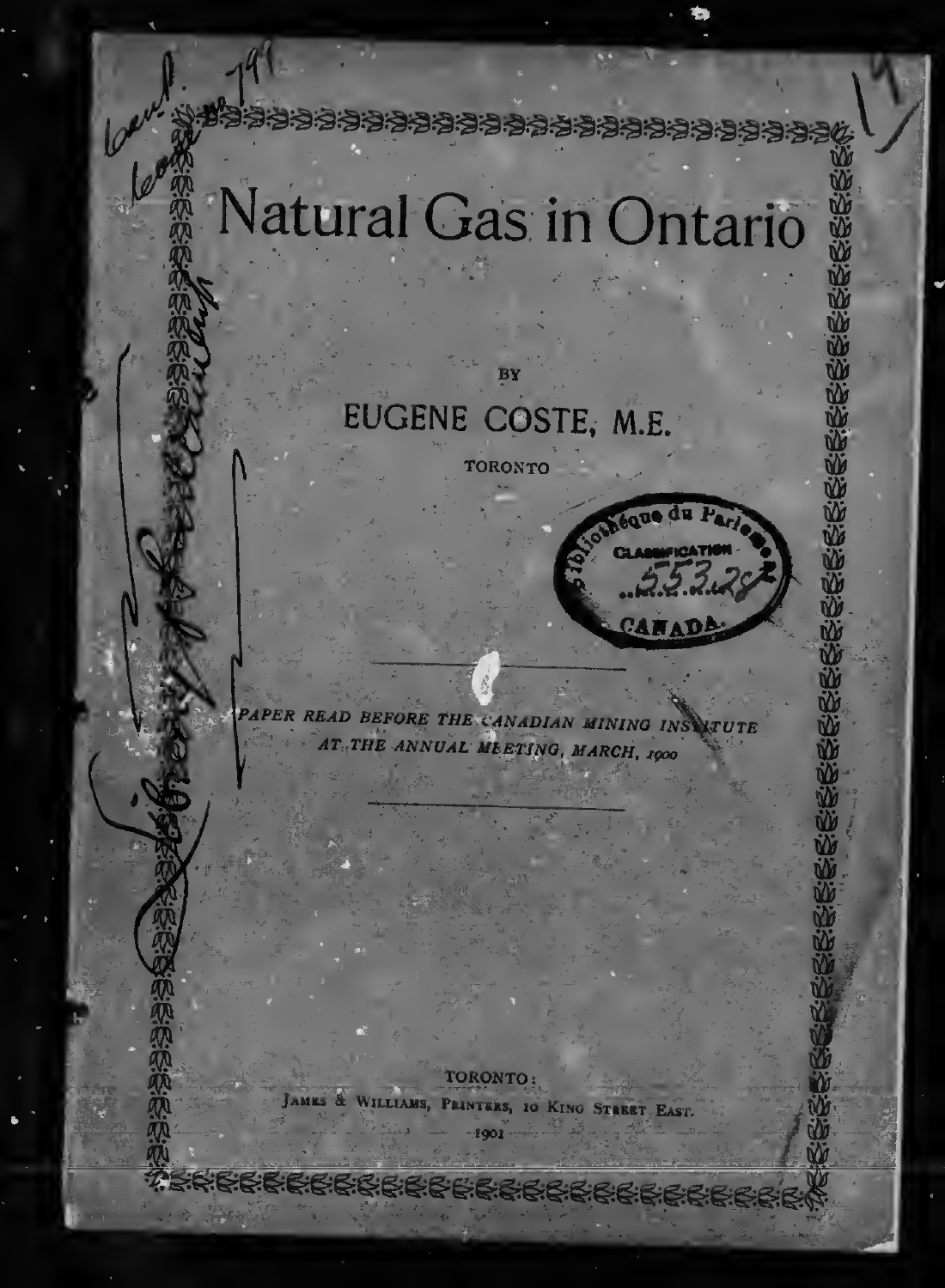# Natural Gas in Ontario

BY

EUGENE COSTE, M.E.

TORONTO

---

*PAPER READ BEFORE THE CANADIAN MINING INSTITUTE AT THE ANNUAL MEETING, MARCH, 1900*

---

TORONTO:
JAMES & WILLIAMS, PRINTERS, 10 KING STREET EAST.
1901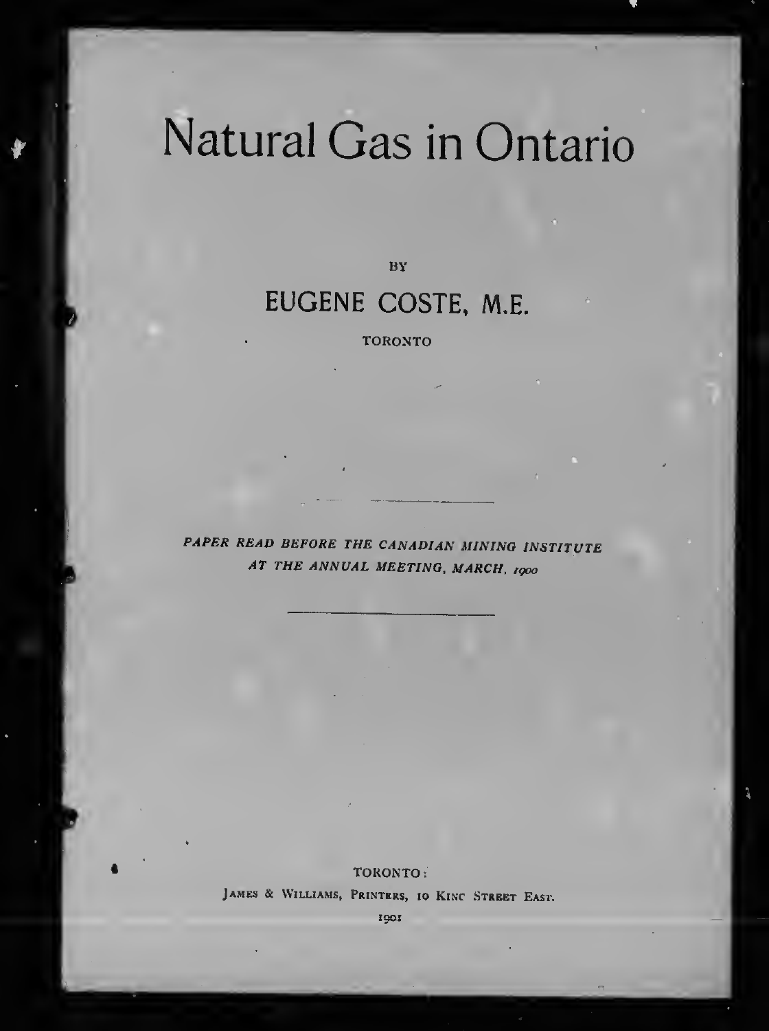# Natural Gas in Ontario

BY

## EUGENE COSTE, M.E.

TORONTO

---

*PAPER READ BEFORE THE CANADIAN MINING INSTITUTE AT THE ANNUAL MEETING, MARCH, 1900*

---

TORONTO:
JAMES & WILLIAMS, PRINTERS, 10 KING STREET EAST.
1901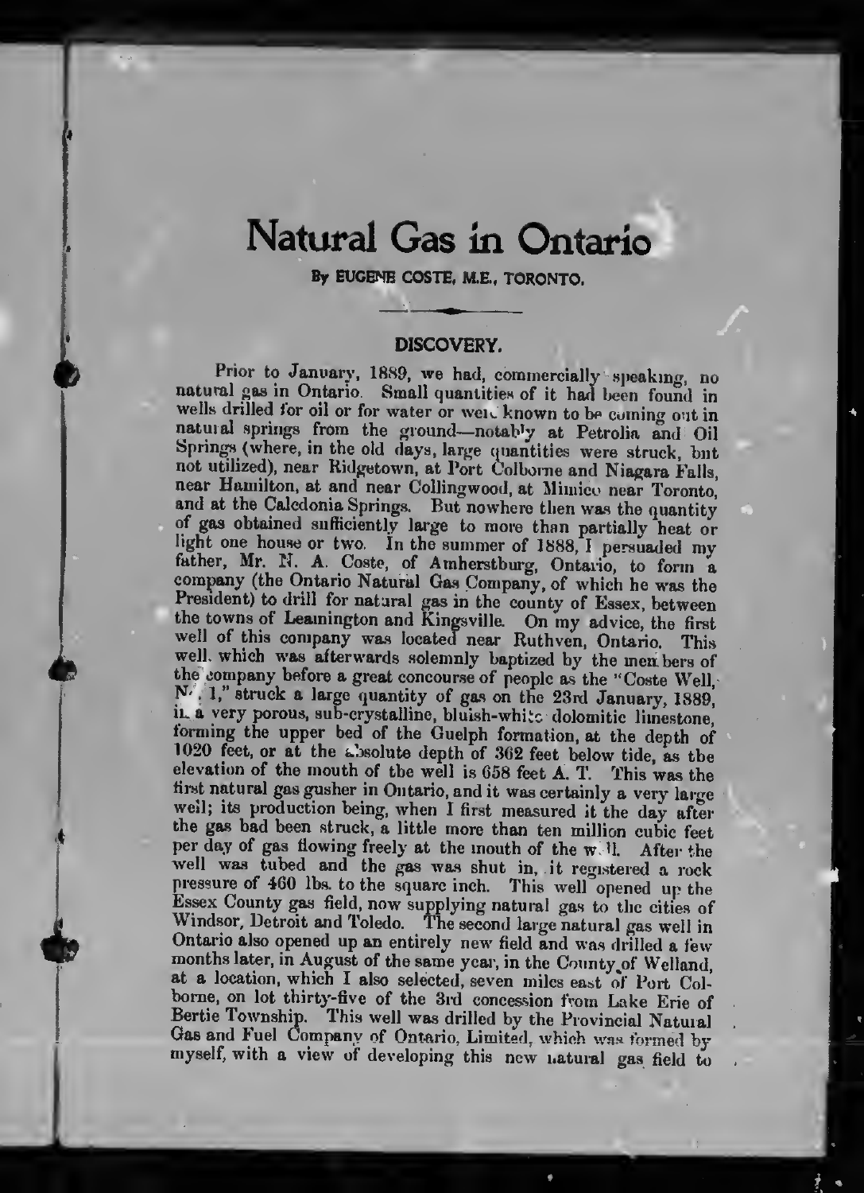# Natural Gas in Ontario

By EUGENE COSTE, M.E., TORONTO.

## DISCOVERY.

Prior to January, 1889, we had, commercially speaking, no natural gas in Ontario. Small quantities of it had been found in wells drilled for oil or for water or were known to be coming out in natural springs from the ground—notably at Petrolia and Oil Springs (where, in the old days, large quantities were struck, but not utilized), near Ridgetown, at Port Colborne and Niagara Falls, near Hamilton, at and near Collingwood, at Mimico near Toronto, and at the Caledonia Springs. But nowhere then was the quantity of gas obtained sufficiently large to more than partially heat or light one house or two. In the summer of 1888, I persuaded my father, Mr. N. A. Coste, of Amherstburg, Ontario, to form a company (the Ontario Natural Gas Company, of which he was the President) to drill for natural gas in the county of Essex, between the towns of Leamington and Kingsville. On my advice, the first well of this company was located near Ruthven, Ontario. This well, which was afterwards solemnly baptized by the members of the company before a great concourse of people as the "Coste Well, No. 1," struck a large quantity of gas on the 23rd January, 1889, in a very porous, sub-crystalline, bluish-white dolomitic limestone, forming the upper bed of the Guelph formation, at the depth of 1020 feet, or at the absolute depth of 362 feet below tide, as the elevation of the mouth of the well is 658 feet A. T. This was the first natural gas gusher in Ontario, and it was certainly a very large well; its production being, when I first measured it the day after the gas had been struck, a little more than ten million cubic feet per day of gas flowing freely at the mouth of the well. After the well was tubed and the gas was shut in, it registered a rock pressure of 460 lbs. to the square inch. This well opened up the Essex County gas field, now supplying natural gas to the cities of Windsor, Detroit and Toledo. The second large natural gas well in Ontario also opened up an entirely new field and was drilled a few months later, in August of the same year, in the County of Welland, at a location, which I also selected, seven miles east of Port Colborne, on lot thirty-five of the 3rd concession from Lake Erie of Bertie Township. This well was drilled by the Provincial Natural Gas and Fuel Company of Ontario, Limited, which was formed by myself, with a view of developing this new natural gas field to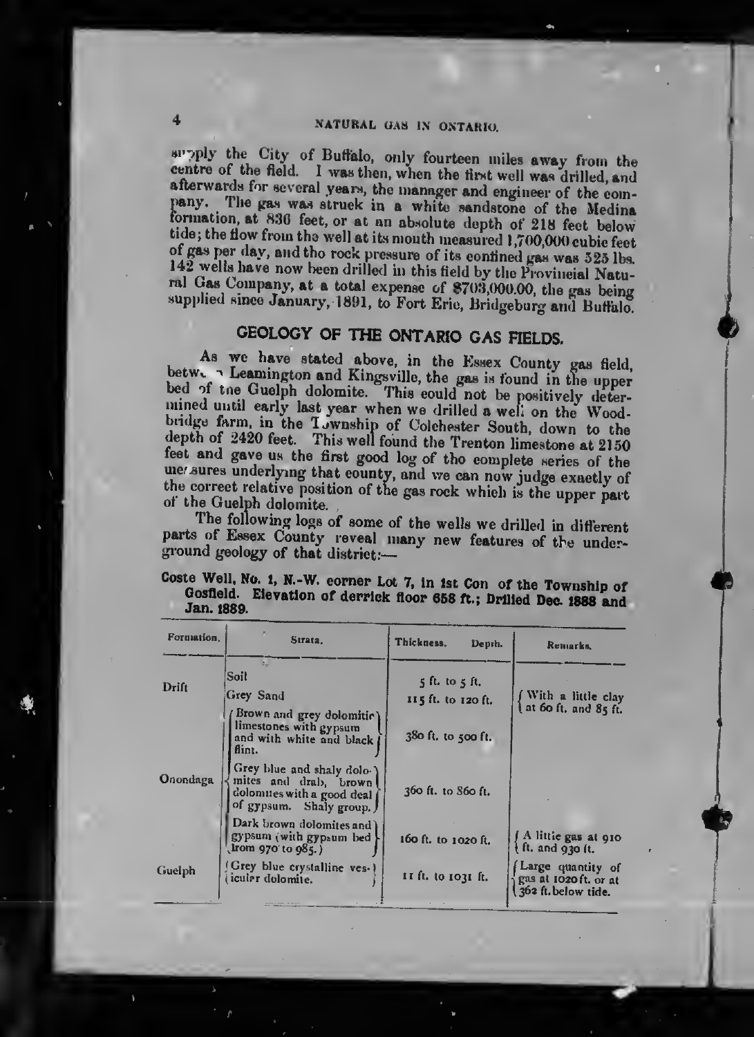supply the City of Buffalo, only fourteen miles away from the centre of the field. I was then, when the first well was drilled, and afterwards for several years, the manager and engineer of the company. The gas was struck in a white sandstone of the Medina formation, at 836 feet, or at an absolute depth of 218 feet below tide; the flow from the well at its mouth measured 1,700,000 cubic feet of gas per day, and the rock pressure of its confined gas was 525 lbs. 142 wells have now been drilled in this field by the Provincial Natural Gas Company, at a total expense of $703,000.00, the gas being supplied since January, 1891, to Fort Erie, Bridgeburg and Buffalo.

## GEOLOGY OF THE ONTARIO GAS FIELDS.

As we have stated above, in the Essex County gas field, between Leamington and Kingsville, the gas is found in the upper bed of the Guelph dolomite. This could not be positively determined until early last year when we drilled a well on the Woodbridge farm, in the Township of Colchester South, down to the depth of 2420 feet. This well found the Trenton limestone at 2150 feet and gave us the first good log of the complete series of the measures underlying that county, and we can now judge exactly of the correct relative position of the gas rock which is the upper part of the Guelph dolomite.

The following logs of some of the wells we drilled in different parts of Essex County reveal many new features of the underground geology of that district:—

**Coste Well, No. 1, N.-W. corner Lot 7, in 1st Con of the Township of Gosfield. Elevation of derrick floor 658 ft.; Drilled Dec. 1888 and Jan. 1889.**

| Formation. | Strata. | Thickness. Depth. | Remarks. |
|---|---|---|---|
| Drift | Soil | 5 ft. to 5 ft. | |
| | Grey Sand | 115 ft. to 120 ft. | With a little clay at 60 ft. and 85 ft. |
| Onondaga | Brown and grey dolomitic limestones with gypsum and with white and black flint. | 380 ft. to 500 ft. | |
| | Grey blue and shaly dolomites and drab, brown dolomites with a good deal of gypsum. Shaly group. | 360 ft. to 860 ft. | |
| | Dark brown dolomites and gypsum (with gypsum bed from 970 to 985.) | 160 ft. to 1020 ft. | A little gas at 910 ft. and 930 ft. |
| Guelph | Grey blue crystalline vesicular dolomite. | 11 ft. to 1031 ft. | Large quantity of gas at 1020 ft. or at 362 ft. below tide. |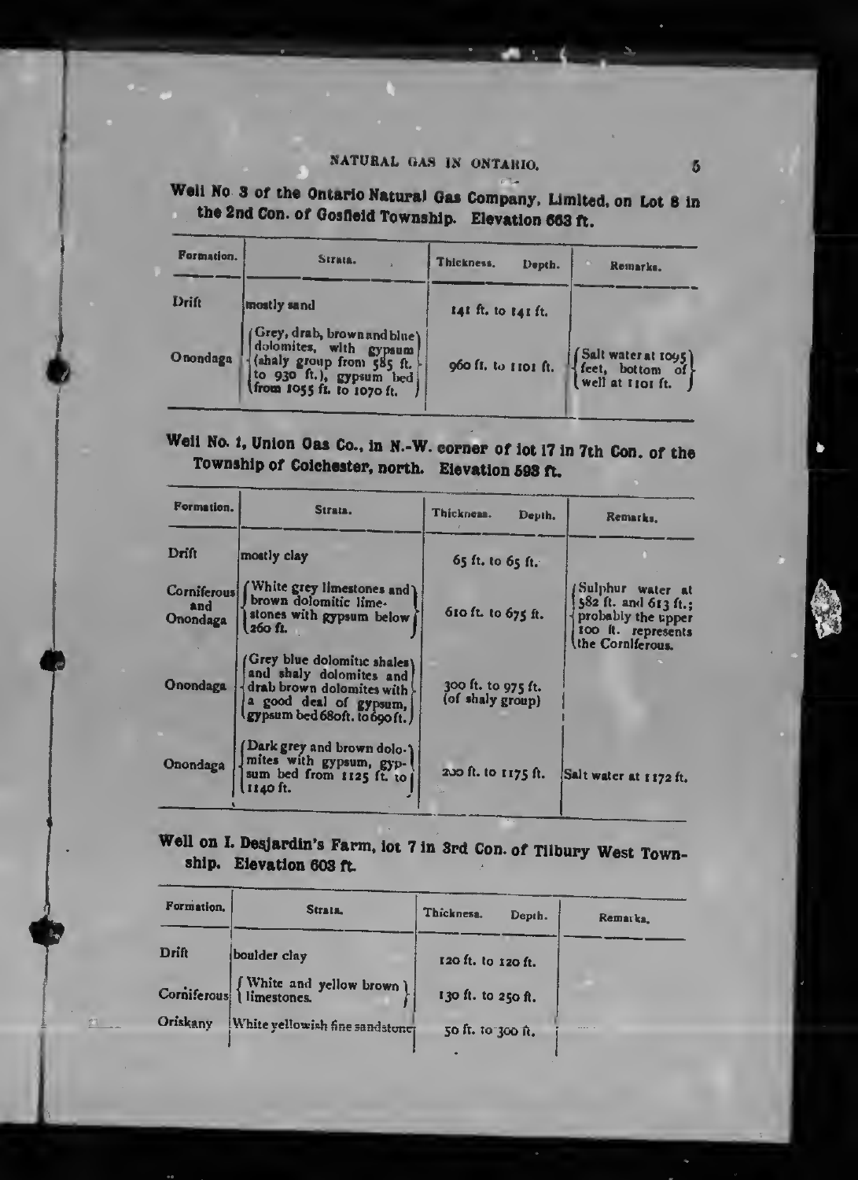**Well No. 3 of the Ontario Natural Gas Company, Limited, on Lot 8 in the 2nd Con. of Gosfield Township. Elevation 663 ft.**

| Formation. | Strata. | Thickness. Depth. | Remarks. |
|---|---|---|---|
| Drift | mostly sand | 141 ft. to 141 ft. | |
| Onondaga | Grey, drab, brown and blue dolomites, with gypsum (shaly group from 585 ft. to 930 ft.), gypsum bed from 1055 ft. to 1070 ft. | 960 ft. to 1101 ft. | Salt water at 1095 feet, bottom of well at 1101 ft. |

**Well No. 1, Union Gas Co., in N.-W. corner of lot 17 in 7th Con. of the Township of Colchester, north. Elevation 598 ft.**

| Formation. | Strata. | Thickness. Depth. | Remarks. |
|---|---|---|---|
| Drift | mostly clay | 65 ft. to 65 ft. | |
| Corniferous and Onondaga | White grey limestones and brown dolomitic limestones with gypsum below 260 ft. | 610 ft. to 675 ft. | Sulphur water at 582 ft. and 613 ft.; probably the upper 100 ft. represents the Corniferous. |
| Onondaga | Grey blue dolomitic shales and shaly dolomites and drab brown dolomites with a good deal of gypsum, gypsum bed 680 ft. to 690 ft. | 300 ft. to 975 ft. (of shaly group) | |
| Onondaga | Dark grey and brown dolomites with gypsum, gypsum bed from 1125 ft. to 1140 ft. | 200 ft. to 1175 ft. | Salt water at 1172 ft. |

**Well on I. Desjardin's Farm, lot 7 in 3rd Con. of Tilbury West Township. Elevation 603 ft.**

| Formation. | Strata. | Thickness. Depth. | Remarks. |
|---|---|---|---|
| Drift | boulder clay | 120 ft. to 120 ft. | |
| Corniferous | White and yellow brown limestones. | 130 ft. to 250 ft. | |
| Oriskany | White yellowish fine sandstone | 50 ft. to 300 ft. | |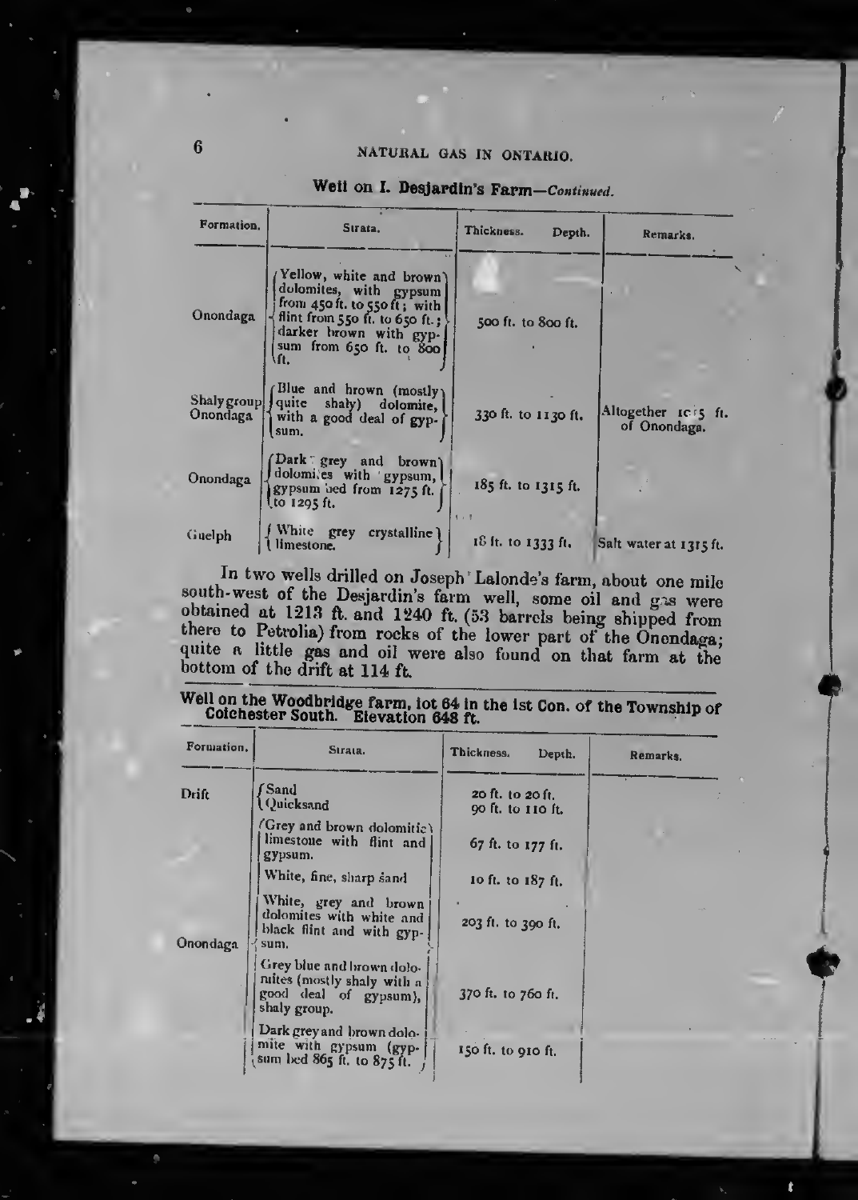### Well on I. Desjardin's Farm—*Continued.*

| Formation. | Strata. | Thickness. Depth. | Remarks. |
|---|---|---|---|
| Onondaga | Yellow, white and brown dolomites, with gypsum from 450 ft. to 550 ft; with flint from 550 ft. to 650 ft.; darker brown with gypsum from 650 ft. to 800 ft. | 500 ft. to 800 ft. | |
| Shaly group Onondaga | Blue and brown (mostly quite shaly) dolomite, with a good deal of gypsum. | 330 ft. to 1130 ft. | Altogether 1015 ft. of Onondaga. |
| Onondaga | Dark grey and brown dolomites with gypsum, gypsum bed from 1275 ft. to 1295 ft. | 185 ft. to 1315 ft. | |
| Guelph | White grey crystalline limestone. | 18 ft. to 1333 ft. | Salt water at 1315 ft. |

In two wells drilled on Joseph Lalonde's farm, about one mile south-west of the Desjardin's farm well, some oil and gas were obtained at 1213 ft. and 1240 ft. (53 barrels being shipped from there to Petrolia) from rocks of the lower part of the Onondaga; quite a little gas and oil were also found on that farm at the bottom of the drift at 114 ft.

### Well on the Woodbridge farm, lot 64 in the 1st Con. of the Township of Colchester South. Elevation 648 ft.

| Formation. | Strata. | Thickness. Depth. | Remarks. |
|---|---|---|---|
| Drift | Sand | 20 ft. to 20 ft. | |
| | Quicksand | 90 ft. to 110 ft. | |
| Onondaga | Grey and brown dolomitic limestone with flint and gypsum. | 67 ft. to 177 ft. | |
| | White, fine, sharp sand | 10 ft. to 187 ft. | |
| | White, grey and brown dolomites with white and black flint and with gypsum. | 203 ft. to 390 ft. | |
| | Grey blue and brown dolomites (mostly shaly with a good deal of gypsum), shaly group. | 370 ft. to 760 ft. | |
| | Dark grey and brown dolomite with gypsum (gypsum bed 865 ft. to 875 ft. | 150 ft. to 910 ft. | |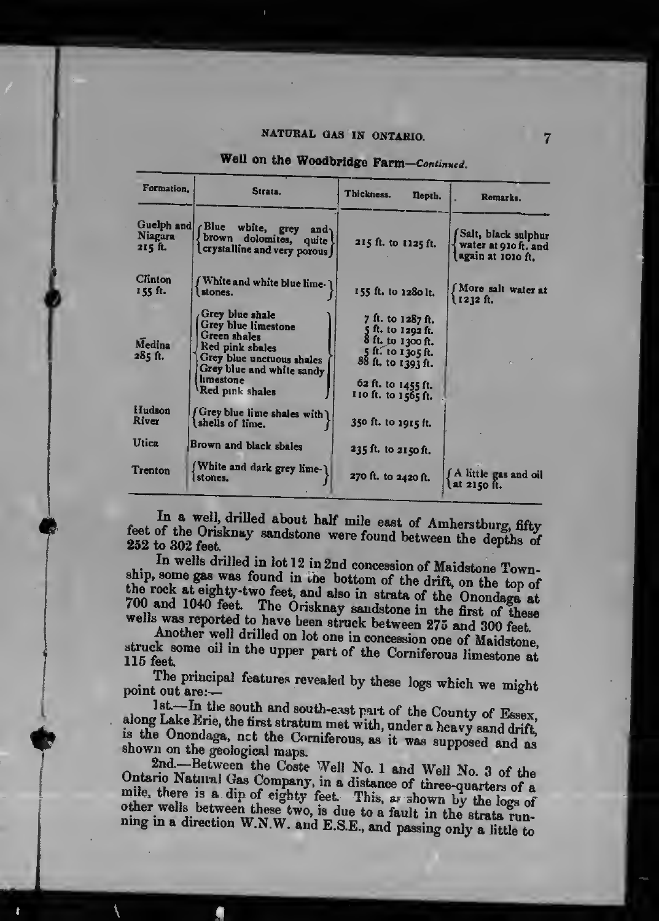### Well on the Woodbridge Farm—*Continued.*

| Formation. | Strata. | Thickness. Depth. | Remarks. |
|---|---|---|---|
| Guelph and Niagara 215 ft. | Blue white, grey and brown dolomites, quite crystalline and very porous | 215 ft. to 1125 ft. | Salt, black sulphur water at 910 ft. and again at 1010 ft. |
| Clinton 155 ft. | White and white blue limestones. | 155 ft. to 1280 ft. | More salt water at 1232 ft. |
| Medina 285 ft. | Grey blue shale | 7 ft. to 1287 ft. | |
| | Grey blue limestone | 5 ft. to 1292 ft. | |
| | Green shales | 8 ft. to 1300 ft. | |
| | Red pink shales | 5 ft. to 1305 ft. | |
| | Grey blue unctuous shales | 88 ft. to 1393 ft. | |
| | Grey blue and white sandy limestone | 62 ft. to 1455 ft. | |
| | Red pink shales | 110 ft. to 1565 ft. | |
| Hudson River | Grey blue lime shales with shells of lime. | 350 ft. to 1915 ft. | |
| Utica | Brown and black shales | 235 ft. to 2150 ft. | |
| Trenton | White and dark grey limestones. | 270 ft. to 2420 ft. | A little gas and oil at 2150 ft. |

In a well, drilled about half mile east of Amherstburg, fifty feet of the Oriskany sandstone were found between the depths of 252 to 302 feet.

In wells drilled in lot 12 in 2nd concession of Maidstone Township, some gas was found in the bottom of the drift, on the top of the rock at eighty-two feet, and also in strata of the Onondaga at 700 and 1040 feet. The Oriskany sandstone in the first of these wells was reported to have been struck between 275 and 300 feet.

Another well drilled on lot one in concession one of Maidstone, struck some oil in the upper part of the Corniferous limestone at 115 feet.

The principal features revealed by these logs which we might point out are:—

1st.—In the south and south-east part of the County of Essex, along Lake Erie, the first stratum met with, under a heavy sand drift, is the Onondaga, not the Corniferous, as it was supposed and as shown on the geological maps.

2nd.—Between the Coste Well No. 1 and Well No. 3 of the Ontario Natural Gas Company, in a distance of three-quarters of a mile, there is a dip of eighty feet. This, as shown by the logs of other wells between these two, is due to a fault in the strata running in a direction W.N.W. and E.S.E., and passing only a little to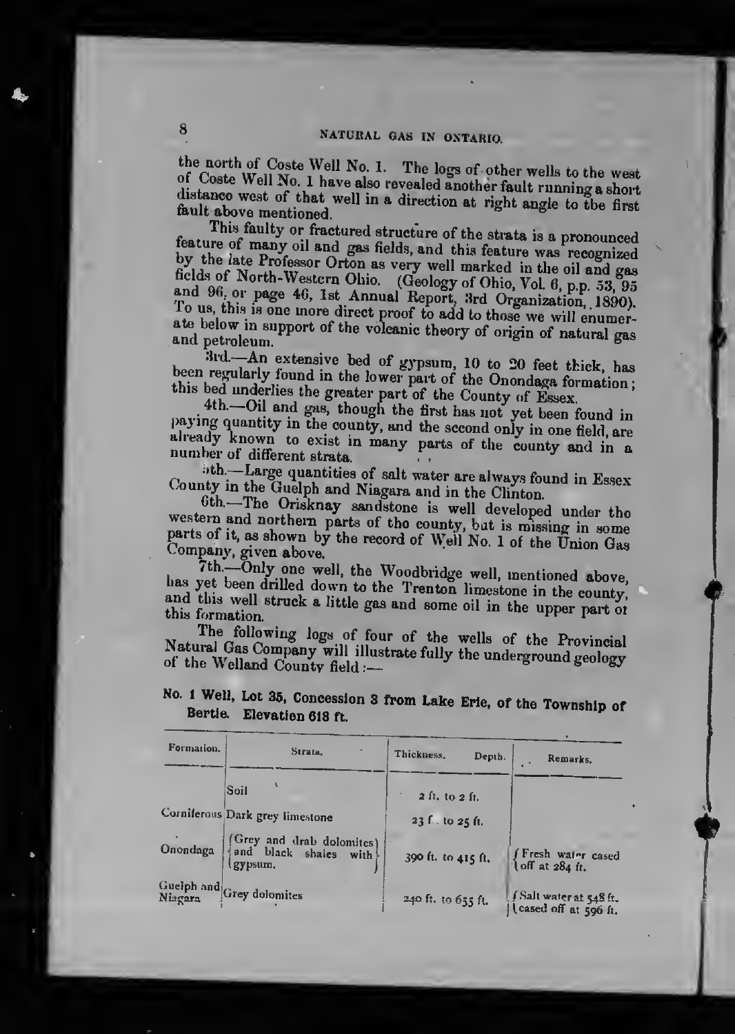the north of Coste Well No. 1. The logs of other wells to the west of Coste Well No. 1 have also revealed another fault running a short distance west of that well in a direction at right angle to the first fault above mentioned.

This faulty or fractured structure of the strata is a pronounced feature of many oil and gas fields, and this feature was recognized by the late Professor Orton as very well marked in the oil and gas fields of North-Western Ohio. (Geology of Ohio, Vol. 6, p.p. 53, 95 and 96, or page 46, 1st Annual Report, 3rd Organization, 1890). To us, this is one more direct proof to add to those we will enumerate below in support of the volcanic theory of origin of natural gas and petroleum.

3rd.—An extensive bed of gypsum, 10 to 20 feet thick, has been regularly found in the lower part of the Onondaga formation; this bed underlies the greater part of the County of Essex.

4th.—Oil and gas, though the first has not yet been found in paying quantity in the county, and the second only in one field, are already known to exist in many parts of the county and in a number of different strata.

5th.—Large quantities of salt water are always found in Essex County in the Guelph and Niagara and in the Clinton.

6th.—The Oriskany sandstone is well developed under the western and northern parts of the county, but is missing in some parts of it, as shown by the record of Well No. 1 of the Union Gas Company, given above.

7th.—Only one well, the Woodbridge well, mentioned above, has yet been drilled down to the Trenton limestone in the county, and this well struck a little gas and some oil in the upper part of this formation.

The following logs of four of the wells of the Provincial Natural Gas Company will illustrate fully the underground geology of the Welland County field:—

**No. 1 Well, Lot 35, Concession 3 from Lake Erie, of the Township of Bertie. Elevation 618 ft.**

| Formation. | Strata. | Thickness. Depth. | Remarks. |
|---|---|---|---|
| | Soil | 2 ft. to 2 ft. | |
| Corniferous | Dark grey limestone | 23 ft. to 25 ft. | |
| Onondaga | Grey and drab dolomites and black shales with gypsum. | 390 ft. to 415 ft. | Fresh water cased off at 284 ft. |
| Guelph and Niagara | Grey dolomites | 240 ft. to 655 ft. | Salt water at 548 ft. cased off at 596 ft. |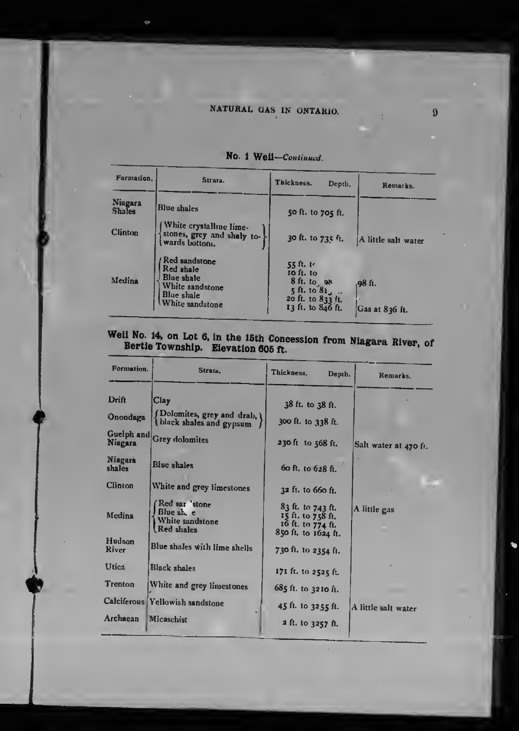**No. 1 Well**—*Continued.*

| Formation. | Strata. | Thickness. Depth. | Remarks. |
|---|---|---|---|
| Niagara Shales | Blue shales | 50 ft. to 705 ft. | |
| Clinton | White crystalline limestones, grey and shaly towards bottom. | 30 ft. to 735 ft. | A little salt water |
| Medina | Red sandstone<br>Red shale<br>Blue shale<br>White sandstone<br>Blue shale<br>White sandstone | 55 ft. t<br>10 ft. to<br>8 ft. to 98<br>5 ft. to 81_ ..<br>20 ft. to 833 ft.<br>13 ft. to 846 ft. | 98 ft.<br><br><br><br>Gas at 836 ft. |

## Well No. 14, on Lot 6, in the 15th Concession from Niagara River, of Bertie Township. Elevation 605 ft.

| Formation. | Strata. | Thickness. Depth. | Remarks. |
|---|---|---|---|
| Drift | Clay | 38 ft. to 38 ft. | |
| Onondaga | Dolomites, grey and drab, black shales and gypsum | 300 ft. to 338 ft. | |
| Guelph and Niagara | Grey dolomites | 230 ft to 568 ft. | Salt water at 470 ft. |
| Niagara shales | Blue shales | 60 ft. to 628 ft. | |
| Clinton | White and grey limestones | 32 ft. to 660 ft. | |
| Medina | Red sandstone<br>Blue shale<br>White sandstone<br>Red shales | 83 ft. to 743 ft.<br>15 ft. to 758 ft.<br>16 ft. to 774 ft.<br>850 ft. to 1624 ft. | A little gas |
| Hudson River | Blue shales with lime shells | 730 ft. to 2354 ft. | |
| Utica | Black shales | 171 ft. to 2525 ft. | |
| Trenton | White and grey limestones | 685 ft. to 3210 ft. | |
| Calciferous | Yellowish sandstone | 45 ft. to 3255 ft. | A little salt water |
| Archaean | Micaschist | 2 ft. to 3257 ft. | |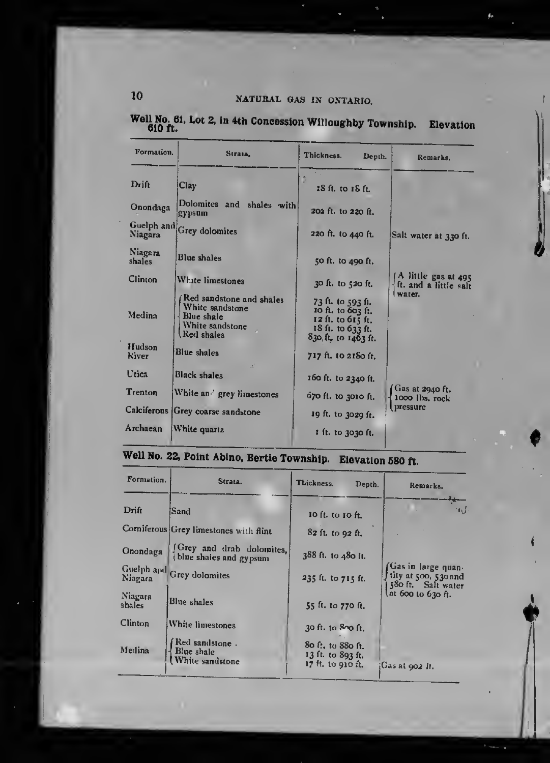### Well No. 61, Lot 2, in 4th Concession Willoughby Township. Elevation 610 ft.

| Formation. | Strata. | Thickness. Depth. | Remarks. |
|---|---|---|---|
| Drift | Clay | 18 ft. to 18 ft. | |
| Onondaga | Dolomites and shales with gypsum | 202 ft. to 220 ft. | |
| Guelph and Niagara | Grey dolomites | 220 ft. to 440 ft. | Salt water at 330 ft. |
| Niagara shales | Blue shales | 50 ft. to 490 ft. | |
| Clinton | White limestones | 30 ft. to 520 ft. | A little gas at 495 ft. and a little salt water. |
| Medina | Red sandstone and shales<br>White sandstone<br>Blue shale<br>White sandstone<br>Red shales | 73 ft. to 593 ft.<br>10 ft. to 603 ft.<br>12 ft. to 615 ft.<br>18 ft. to 633 ft.<br>830 ft. to 1463 ft. | |
| Hudson River | Blue shales | 717 ft. to 2180 ft. | |
| Utica | Black shales | 160 ft. to 2340 ft. | |
| Trenton | White and grey limestones | 670 ft. to 3010 ft. | Gas at 2940 ft. 1000 lbs. rock pressure |
| Calciferous | Grey coarse sandstone | 19 ft. to 3029 ft. | |
| Archaean | White quartz | 1 ft. to 3030 ft. | |

### Well No. 22, Point Abino, Bertie Township. Elevation 580 ft.

| Formation. | Strata. | Thickness. Depth. | Remarks. |
|---|---|---|---|
| Drift | Sand | 10 ft. to 10 ft. | |
| Corniferous | Grey limestones with flint | 82 ft. to 92 ft. | |
| Onondaga | Grey and drab dolomites, blue shales and gypsum | 388 ft. to 480 ft. | |
| Guelph and Niagara | Grey dolomites | 235 ft. to 715 ft. | Gas in large quantity at 500, 530 and 580 ft. Salt water at 600 to 630 ft. |
| Niagara shales | Blue shales | 55 ft. to 770 ft. | |
| Clinton | White limestones | 30 ft. to 800 ft. | |
| Medina | Red sandstone<br>Blue shale<br>White sandstone | 80 ft. to 880 ft.<br>13 ft. to 893 ft.<br>17 ft. to 910 ft. | Gas at 902 ft. |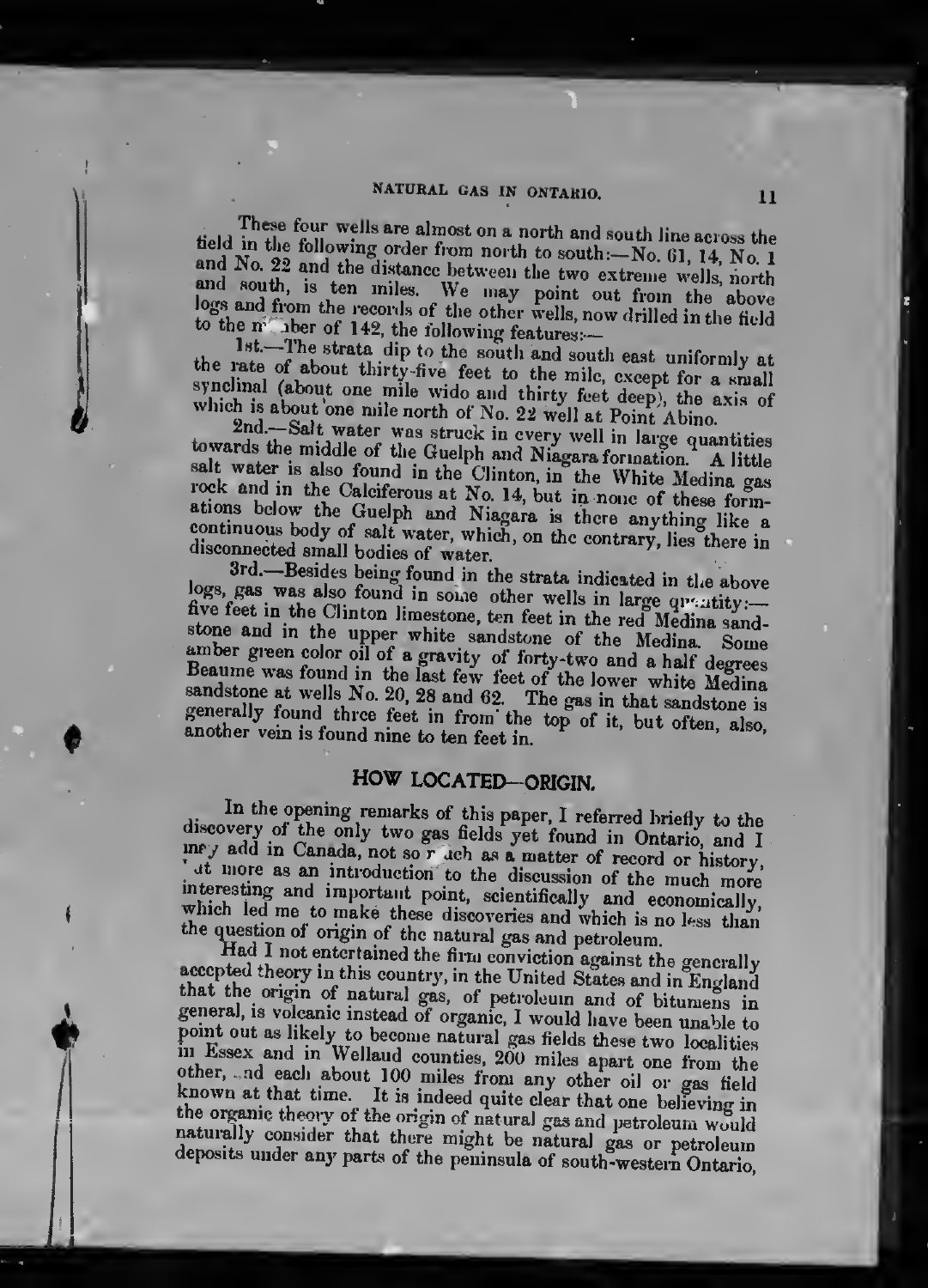These four wells are almost on a north and south line across the field in the following order from north to south:—No. 61, 14, No. 1 and No. 22 and the distance between the two extreme wells, north and south, is ten miles. We may point out from the above logs and from the records of the other wells, now drilled in the field to the number of 142, the following features:—

1st.—The strata dip to the south and south east uniformly at the rate of about thirty-five feet to the mile, except for a small synclinal (about one mile wide and thirty feet deep), the axis of which is about one mile north of No. 22 well at Point Abino.

2nd.—Salt water was struck in every well in large quantities towards the middle of the Guelph and Niagara formation. A little salt water is also found in the Clinton, in the White Medina gas rock and in the Calciferous at No. 14, but in none of these formations below the Guelph and Niagara is there anything like a continuous body of salt water, which, on the contrary, lies there in disconnected small bodies of water.

3rd.—Besides being found in the strata indicated in the above logs, gas was also found in some other wells in large quantity:—five feet in the Clinton limestone, ten feet in the red Medina sandstone and in the upper white sandstone of the Medina. Some amber green color oil of a gravity of forty-two and a half degrees Beaume was found in the last few feet of the lower white Medina sandstone at wells No. 20, 28 and 62. The gas in that sandstone is generally found three feet in from the top of it, but often, also, another vein is found nine to ten feet in.

## HOW LOCATED—ORIGIN.

In the opening remarks of this paper, I referred briefly to the discovery of the only two gas fields yet found in Ontario, and I may add in Canada, not so much as a matter of record or history, but more as an introduction to the discussion of the much more interesting and important point, scientifically and economically, which led me to make these discoveries and which is no less than the question of origin of the natural gas and petroleum.

Had I not entertained the firm conviction against the generally accepted theory in this country, in the United States and in England that the origin of natural gas, of petroleum and of bitumens in general, is volcanic instead of organic, I would have been unable to point out as likely to become natural gas fields these two localities in Essex and in Welland counties, 200 miles apart one from the other, and each about 100 miles from any other oil or gas field known at that time. It is indeed quite clear that one believing in the organic theory of the origin of natural gas and petroleum would naturally consider that there might be natural gas or petroleum deposits under any parts of the peninsula of south-western Ontario,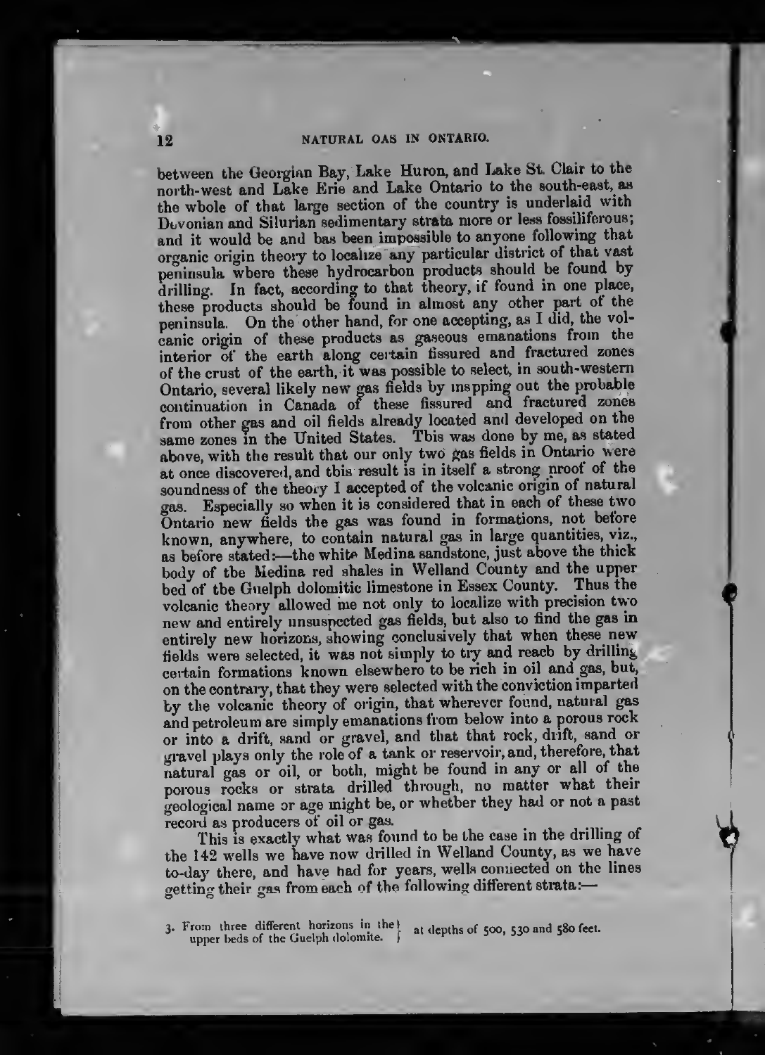between the Georgian Bay, Lake Huron, and Lake St. Clair to the north-west and Lake Erie and Lake Ontario to the south-east, as the whole of that large section of the country is underlaid with Devonian and Silurian sedimentary strata more or less fossiliferous; and it would be and has been impossible to anyone following that organic origin theory to localize any particular district of that vast peninsula where these hydrocarbon products should be found by drilling. In fact, according to that theory, if found in one place, these products should be found in almost any other part of the peninsula. On the other hand, for one accepting, as I did, the volcanic origin of these products as gaseous emanations from the interior of the earth along certain fissured and fractured zones of the crust of the earth, it was possible to select, in south-western Ontario, several likely new gas fields by mapping out the probable continuation in Canada of these fissured and fractured zones from other gas and oil fields already located and developed on the same zones in the United States. This was done by me, as stated above, with the result that our only two gas fields in Ontario were at once discovered, and this result is in itself a strong proof of the soundness of the theory I accepted of the volcanic origin of natural gas. Especially so when it is considered that in each of these two Ontario new fields the gas was found in formations, not before known, anywhere, to contain natural gas in large quantities, viz., as before stated:—the white Medina sandstone, just above the thick body of the Medina red shales in Welland County and the upper bed of the Guelph dolomitic limestone in Essex County. Thus the volcanic theory allowed me not only to localize with precision two new and entirely unsuspected gas fields, but also to find the gas in entirely new horizons, showing conclusively that when these new fields were selected, it was not simply to try and reach by drilling certain formations known elsewhere to be rich in oil and gas, but, on the contrary, that they were selected with the conviction imparted by the volcanic theory of origin, that wherever found, natural gas and petroleum are simply emanations from below into a porous rock or into a drift, sand or gravel, and that that rock, drift, sand or gravel plays only the rôle of a tank or reservoir, and, therefore, that natural gas or oil, or both, might be found in any or all of the porous rocks or strata drilled through, no matter what their geological name or age might be, or whether they had or not a past record as producers of oil or gas.

This is exactly what was found to be the case in the drilling of the 142 wells we have now drilled in Welland County, as we have to-day there, and have had for years, wells connected on the lines getting their gas from each of the following different strata:—

3. From three different horizons in the upper beds of the Guelph dolomite. } at depths of 500, 530 and 580 feet.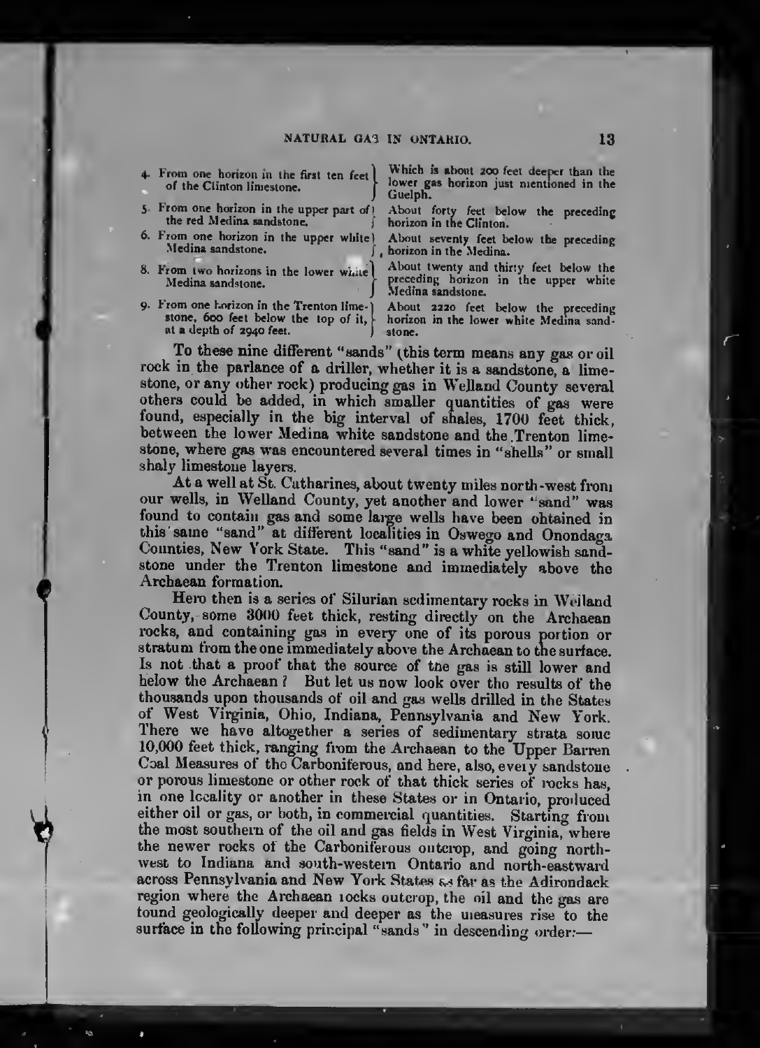| | |
|---|---|
| 4. From one horizon in the first ten feet of the Clinton limestone. | Which is about 200 feet deeper than the lower gas horizon just mentioned in the Guelph. |
| 5. From one horizon in the upper part of the red Medina sandstone. | About forty feet below the preceding horizon in the Clinton. |
| 6. From one horizon in the upper white Medina sandstone. | About seventy feet below the preceding horizon in the Medina. |
| 8. From two horizons in the lower white Medina sandstone. | About twenty and thirty feet below the preceding horizon in the upper white Medina sandstone. |
| 9. From one horizon in the Trenton limestone, 600 feet below the top of it, at a depth of 2940 feet. | About 2220 feet below the preceding horizon in the lower white Medina sandstone. |

To these nine different "sands" (this term means any gas or oil rock in the parlance of a driller, whether it is a sandstone, a limestone, or any other rock) producing gas in Welland County several others could be added, in which smaller quantities of gas were found, especially in the big interval of shales, 1700 feet thick, between the lower Medina white sandstone and the Trenton limestone, where gas was encountered several times in "shells" or small shaly limestone layers.

At a well at St. Catharines, about twenty miles north-west from our wells, in Welland County, yet another and lower "sand" was found to contain gas and some large wells have been obtained in this same "sand" at different localities in Oswego and Onondaga Counties, New York State. This "sand" is a white yellowish sandstone under the Trenton limestone and immediately above the Archaean formation.

Here then is a series of Silurian sedimentary rocks in Welland County, some 3000 feet thick, resting directly on the Archaean rocks, and containing gas in every one of its porous portion or stratum from the one immediately above the Archaean to the surface. Is not that a proof that the source of the gas is still lower and below the Archaean? But let us now look over the results of the thousands upon thousands of oil and gas wells drilled in the States of West Virginia, Ohio, Indiana, Pennsylvania and New York. There we have altogether a series of sedimentary strata some 10,000 feet thick, ranging from the Archaean to the Upper Barren Coal Measures of the Carboniferous, and here, also, every sandstone or porous limestone or other rock of that thick series of rocks has, in one locality or another in these States or in Ontario, produced either oil or gas, or both, in commercial quantities. Starting from the most southern of the oil and gas fields in West Virginia, where the newer rocks of the Carboniferous outcrop, and going north-west to Indiana and south-western Ontario and north-eastward across Pennsylvania and New York States as far as the Adirondack region where the Archaean rocks outcrop, the oil and the gas are found geologically deeper and deeper as the measures rise to the surface in the following principal "sands" in descending order:—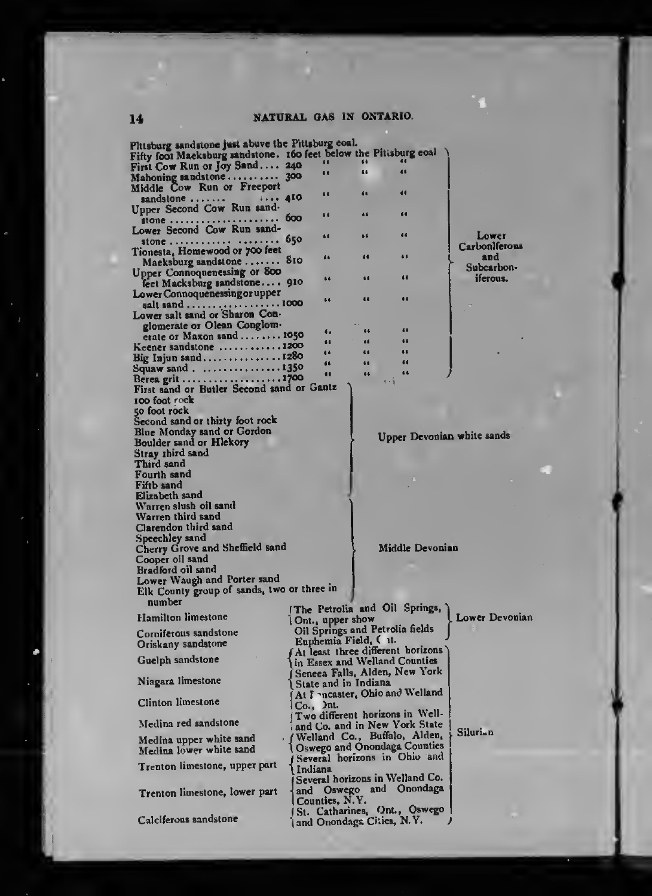Pittsburg sandstone just above the Pittsburg coal.

| Formation | Depth | Group |
|---|---|---|
| Fifty foot Maeksburg sandstone. | 160 feet below the Pittsburg coal | Lower Carboniferous and Subcarboniferous. |
| First Cow Run or Joy Sand.... | 240 " " " | |
| Mahoning sandstone.......... | 300 " " " | |
| Middle Cow Run or Freeport sandstone ....... .... | 410 " " " | |
| Upper Second Cow Run sandstone .................... | 600 " " " | |
| Lower Second Cow Run sandstone ........... ........ | 650 " " " | |
| Tionesta, Homewood or 700 feet Maeksburg sandstone ....... | 810 " " " | |
| Upper Connoquenessing or 800 feet Macksburg sandstone.... | 910 " " " | |
| Lower Connoquenessing or upper salt sand .................. | 1000 " " " | |
| Lower salt sand or Sharon Conglomerate or Olean Conglomerate or Maxon sand........ | 1050 " " " | |
| Keener sandstone ............ | 1200 " " " | |
| Big Injun sand.............. | 1280 " " " | |
| Squaw sand . .............. | 1350 " " " | |
| Berea grit .................. | 1700 " " " | |

| Formation | Group |
|---|---|
| First sand or Butler Second sand or Gantz | Upper Devonian white sands |
| 100 foot rock | |
| 50 foot rock | |
| Second sand or thirty foot rock | |
| Blue Monday sand or Gordon | |
| Boulder sand or Hickory | |
| Stray third sand | |
| Third sand | |
| Fourth sand | |
| Fifth sand | |
| Elizabeth sand | |
| Warren slush oil sand | Middle Devonian |
| Warren third sand | |
| Clarendon third sand | |
| Speechley sand | |
| Cherry Grove and Sheffield sand | |
| Cooper oil sand | |
| Bradford oil sand | |
| Lower Waugh and Porter sand | |
| Elk County group of sands, two or three in number | |

| Formation | Localities | Group |
|---|---|---|
| Hamilton limestone | The Petrolia and Oil Springs, Ont., upper show | Lower Devonian |
| Corniferous sandstone | Oil Springs and Petrolia fields | |
| Oriskany sandstone | Euphemia Field, Ont. | |
| Guelph sandstone | At least three different horizons in Essex and Welland Counties | Silurian |
| Niagara limestone | Seneca Falls, Alden, New York State and in Indiana | |
| Clinton limestone | At Lancaster, Ohio and Welland Co., Ont. | |
| Medina red sandstone | Two different horizons in Welland Co. and in New York State | |
| Medina upper white sand<br>Medina lower white sand | Welland Co., Buffalo, Alden, Oswego and Onondaga Counties | |
| Trenton limestone, upper part | Several horizons in Ohio and Indiana | |
| Trenton limestone, lower part | Several horizons in Welland Co. and Oswego and Onondaga Counties, N.Y. | |
| Calciferous sandstone | St. Catharines, Ont., Oswego and Onondaga Cities, N.Y. | |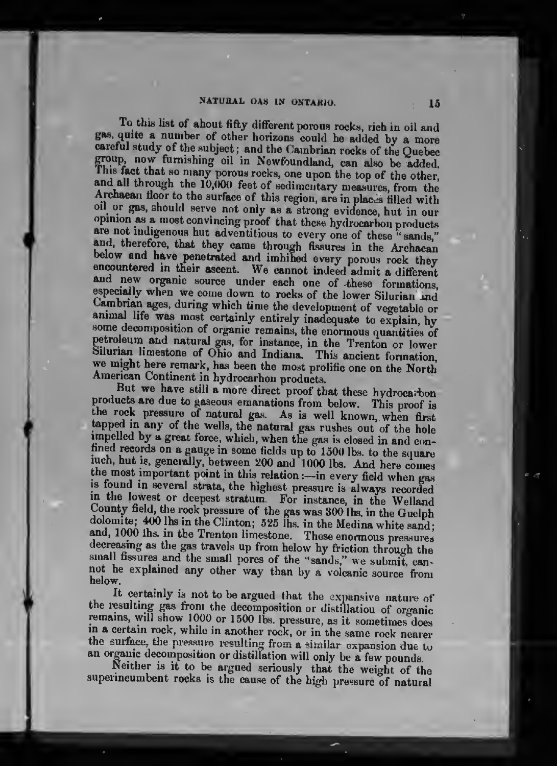To this list of about fifty different porous rocks, rich in oil and gas, quite a number of other horizons could be added by a more careful study of the subject; and the Cambrian rocks of the Quebec group, now furnishing oil in Newfoundland, can also be added. This fact that so many porous rocks, one upon the top of the other, and all through the 10,000 feet of sedimentary measures, from the Archaean floor to the surface of this region, are in places filled with oil or gas, should serve not only as a strong evidence, but in our opinion as a most convincing proof that these hydrocarbon products are not indigenous but adventitious to every one of these "sands," and, therefore, that they came through fissures in the Archaean below and have penetrated and imbibed every porous rock they encountered in their ascent. We cannot indeed admit a different and new organic source under each one of these formations, especially when we come down to rocks of the lower Silurian and Cambrian ages, during which time the development of vegetable or animal life was most certainly entirely inadequate to explain, by some decomposition of organic remains, the enormous quantities of petroleum and natural gas, for instance, in the Trenton or lower Silurian limestone of Ohio and Indiana. This ancient formation, we might here remark, has been the most prolific one on the North American Continent in hydrocarbon products.

But we have still a more direct proof that these hydrocarbon products are due to gaseous emanations from below. This proof is the rock pressure of natural gas. As is well known, when first tapped in any of the wells, the natural gas rushes out of the hole impelled by a great force, which, when the gas is closed in and confined records on a gauge in some fields up to 1500 lbs. to the square inch, but is, generally, between 200 and 1000 lbs. And here comes the most important point in this relation:—in every field when gas is found in several strata, the highest pressure is always recorded in the lowest or deepest stratum. For instance, in the Welland County field, the rock pressure of the gas was 300 lbs. in the Guelph dolomite; 400 lbs in the Clinton; 525 lbs. in the Medina white sand; and, 1000 lbs. in the Trenton limestone. These enormous pressures decreasing as the gas travels up from below by friction through the small fissures and the small pores of the "sands," we submit, cannot be explained any other way than by a volcanic source from below.

It certainly is not to be argued that the expansive nature of the resulting gas from the decomposition or distillation of organic remains, will show 1000 or 1500 lbs. pressure, as it sometimes does in a certain rock, while in another rock, or in the same rock nearer the surface, the pressure resulting from a similar expansion due to an organic decomposition or distillation will only be a few pounds.

Neither is it to be argued seriously that the weight of the superincumbent rocks is the cause of the high pressure of natural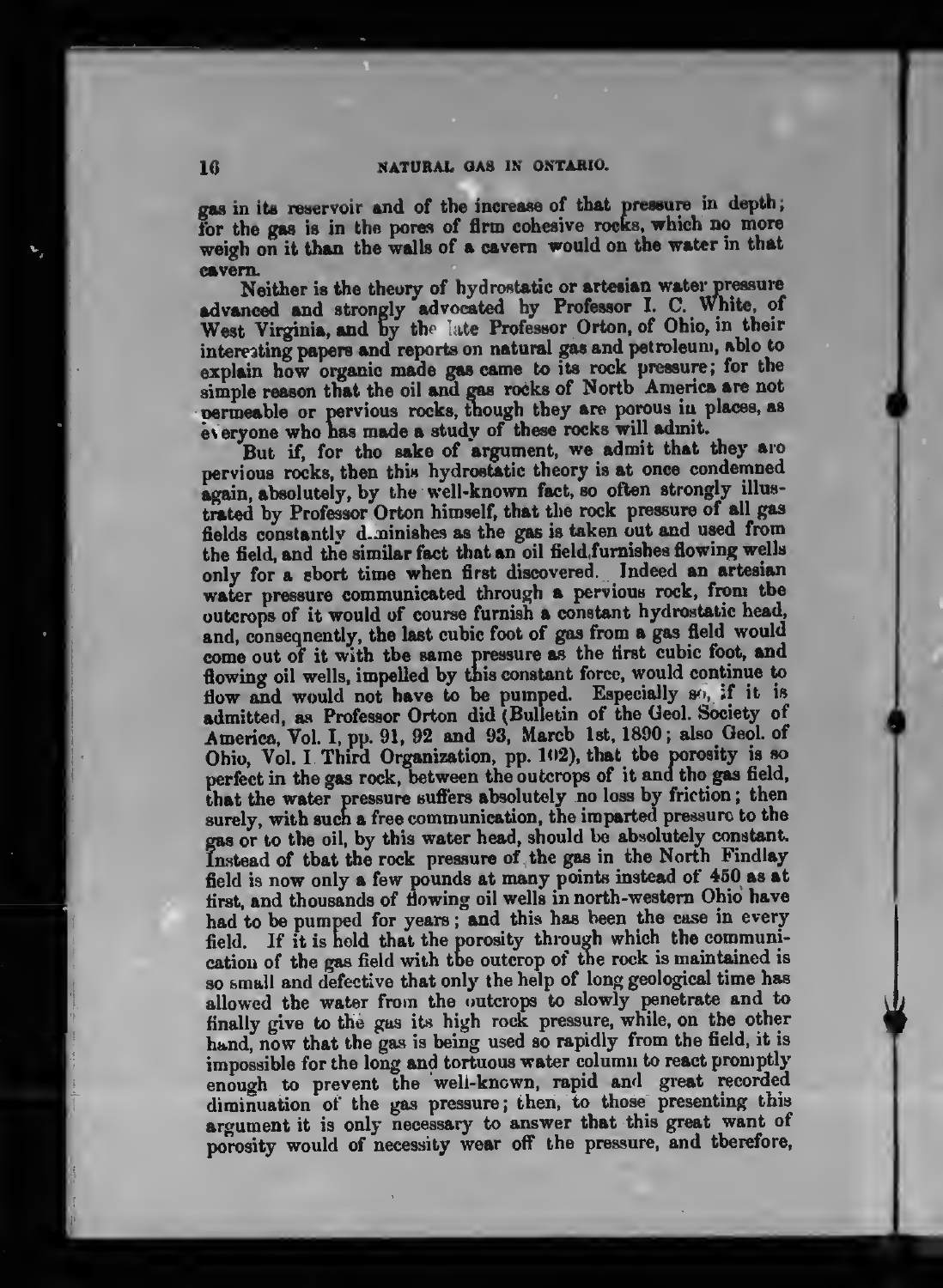gas in its reservoir and of the increase of that pressure in depth; for the gas is in the pores of firm cohesive rocks, which no more weigh on it than the walls of a cavern would on the water in that cavern.

Neither is the theory of hydrostatic or artesian water pressure advanced and strongly advocated by Professor I. C. White, of West Virginia, and by the late Professor Orton, of Ohio, in their interesting papers and reports on natural gas and petroleum, able to explain how organic made gas came to its rock pressure; for the simple reason that the oil and gas rocks of North America are not permeable or pervious rocks, though they are porous in places, as everyone who has made a study of these rocks will admit.

But if, for the sake of argument, we admit that they are pervious rocks, then this hydrostatic theory is at once condemned again, absolutely, by the well-known fact, so often strongly illustrated by Professor Orton himself, that the rock pressure of all gas fields constantly diminishes as the gas is taken out and used from the field, and the similar fact that an oil field furnishes flowing wells only for a short time when first discovered. Indeed an artesian water pressure communicated through a pervious rock, from the outcrops of it would of course furnish a constant hydrostatic head, and, consequently, the last cubic foot of gas from a gas field would come out of it with the same pressure as the first cubic foot, and flowing oil wells, impelled by this constant force, would continue to flow and would not have to be pumped. Especially so, if it is admitted, as Professor Orton did (Bulletin of the Geol. Society of America, Vol. I, pp. 91, 92 and 93, March 1st, 1890; also Geol. of Ohio, Vol. I. Third Organization, pp. 102), that the porosity is so perfect in the gas rock, between the outcrops of it and the gas field, that the water pressure suffers absolutely no loss by friction; then surely, with such a free communication, the imparted pressure to the gas or to the oil, by this water head, should be absolutely constant. Instead of that the rock pressure of the gas in the North Findlay field is now only a few pounds at many points instead of 450 as at first, and thousands of flowing oil wells in north-western Ohio have had to be pumped for years; and this has been the case in every field. If it is held that the porosity through which the communication of the gas field with the outcrop of the rock is maintained is so small and defective that only the help of long geological time has allowed the water from the outcrops to slowly penetrate and to finally give to the gas its high rock pressure, while, on the other hand, now that the gas is being used so rapidly from the field, it is impossible for the long and tortuous water column to react promptly enough to prevent the well-known, rapid and great recorded diminuation of the gas pressure; then, to those presenting this argument it is only necessary to answer that this great want of porosity would of necessity wear off the pressure, and therefore,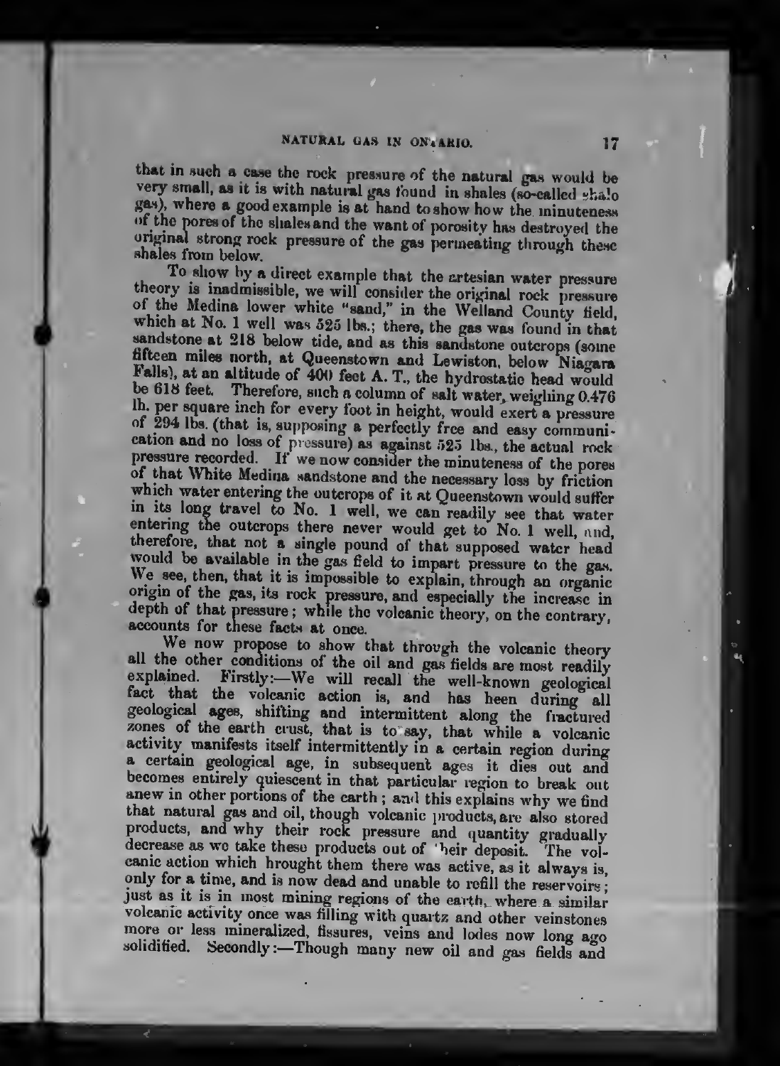that in such a case the rock pressure of the natural gas would be very small, as it is with natural gas found in shales (so-called shale gas), where a good example is at hand to show how the minuteness of the pores of the shales and the want of porosity has destroyed the original strong rock pressure of the gas permeating through these shales from below.

To show by a direct example that the artesian water pressure theory is inadmissible, we will consider the original rock pressure of the Medina lower white "sand," in the Welland County field, which at No. 1 well was 525 lbs.; there, the gas was found in that sandstone at 218 below tide, and as this sandstone outcrops (some fifteen miles north, at Queenstown and Lewiston, below Niagara Falls), at an altitude of 400 feet A. T., the hydrostatic head would be 618 feet. Therefore, such a column of salt water, weighing 0.476 lb. per square inch for every foot in height, would exert a pressure of 294 lbs. (that is, supposing a perfectly free and easy communication and no loss of pressure) as against 525 lbs., the actual rock pressure recorded. If we now consider the minuteness of the pores of that White Medina sandstone and the necessary loss by friction which water entering the outcrops of it at Queenstown would suffer in its long travel to No. 1 well, we can readily see that water entering the outcrops there never would get to No. 1 well, and, therefore, that not a single pound of that supposed water head would be available in the gas field to impart pressure to the gas. We see, then, that it is impossible to explain, through an organic origin of the gas, its rock pressure, and especially the increase in depth of that pressure; while the volcanic theory, on the contrary, accounts for these facts at once.

We now propose to show that through the volcanic theory all the other conditions of the oil and gas fields are most readily explained. Firstly:—We will recall the well-known geological fact that the volcanic action is, and has been during all geological ages, shifting and intermittent along the fractured zones of the earth crust, that is to say, that while a volcanic activity manifests itself intermittently in a certain region during a certain geological age, in subsequent ages it dies out and becomes entirely quiescent in that particular region to break out anew in other portions of the earth; and this explains why we find that natural gas and oil, though volcanic products, are also stored products, and why their rock pressure and quantity gradually decrease as we take these products out of their deposit. The volcanic action which brought them there was active, as it always is, only for a time, and is now dead and unable to refill the reservoirs; just as it is in most mining regions of the earth, where a similar volcanic activity once was filling with quartz and other veinstones more or less mineralized, fissures, veins and lodes now long ago solidified. Secondly:—Though many new oil and gas fields and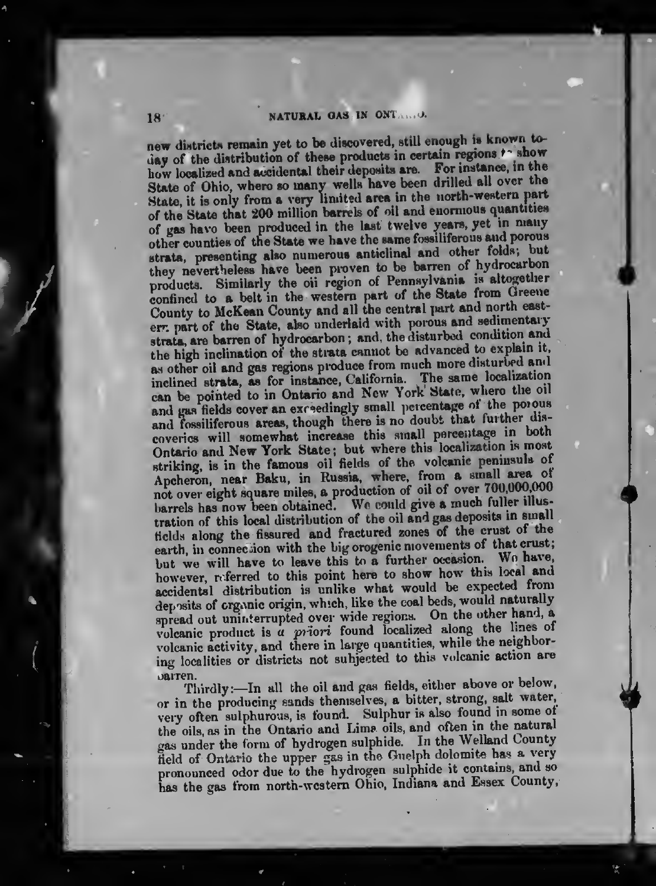new districts remain yet to be discovered, still enough is known to-day of the distribution of these products in certain regions to show how localized and accidental their deposits are. For instance, in the State of Ohio, where so many wells have been drilled all over the State, it is only from a very limited area in the north-western part of the State that 200 million barrels of oil and enormous quantities of gas have been produced in the last twelve years, yet in many other counties of the State we have the same fossiliferous and porous strata, presenting also numerous anticlinal and other folds; but they nevertheless have been proven to be barren of hydrocarbon products. Similarly the oil region of Pennsylvania is altogether confined to a belt in the western part of the State from Greene County to McKean County and all the central part and north eastern part of the State, also underlaid with porous and sedimentary strata, are barren of hydrocarbon; and, the disturbed condition and the high inclination of the strata cannot be advanced to explain it, as other oil and gas regions produce from much more disturbed and inclined strata, as for instance, California. The same localization can be pointed to in Ontario and New York State, where the oil and gas fields cover an exceedingly small percentage of the porous and fossiliferous areas, though there is no doubt that further discoveries will somewhat increase this small percentage in both Ontario and New York State; but where this localization is most striking, is in the famous oil fields of the volcanic peninsula of Apcheron, near Baku, in Russia, where, from a small area of not over eight square miles, a production of oil of over 700,000,000 barrels has now been obtained. We could give a much fuller illustration of this local distribution of the oil and gas deposits in small fields along the fissured and fractured zones of the crust of the earth, in connection with the big orogenic movements of that crust; but we will have to leave this to a further occasion. We have, however, referred to this point here to show how this local and accidental distribution is unlike what would be expected from deposits of organic origin, which, like the coal beds, would naturally spread out uninterrupted over wide regions. On the other hand, a volcanic product is *a priori* found localized along the lines of volcanic activity, and there in large quantities, while the neighboring localities or districts not subjected to this volcanic action are barren.

Thirdly:—In all the oil and gas fields, either above or below, or in the producing sands themselves, a bitter, strong, salt water, very often sulphurous, is found. Sulphur is also found in some of the oils, as in the Ontario and Lima oils, and often in the natural gas under the form of hydrogen sulphide. In the Welland County field of Ontario the upper gas in the Guelph dolomite has a very pronounced odor due to the hydrogen sulphide it contains, and so has the gas from north-western Ohio, Indiana and Essex County,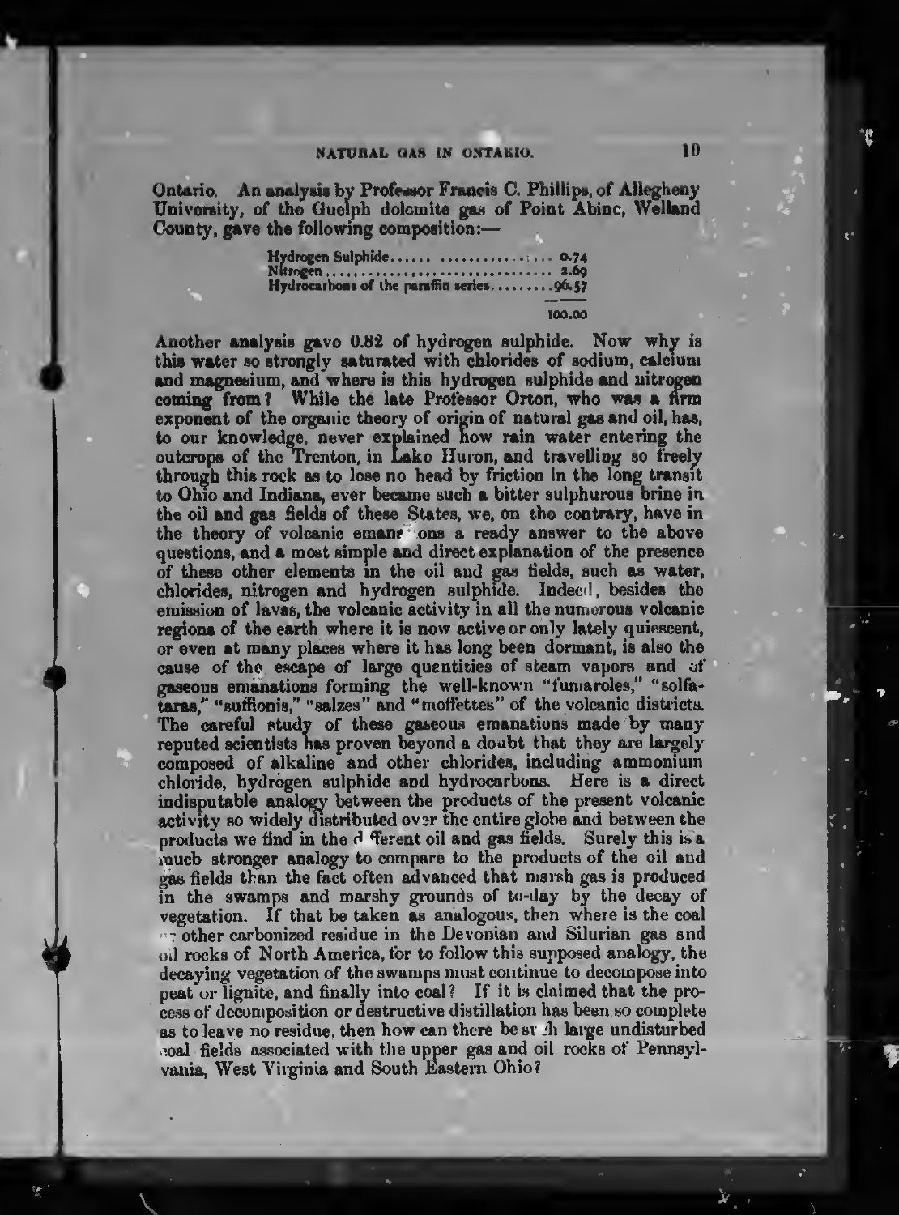Ontario. An analysis by Professor Francis C. Phillips, of Allegheny University, of the Guelph dolomite gas of Point Abinc, Welland County, gave the following composition:—

| | |
|---|---|
| Hydrogen Sulphide | 0.74 |
| Nitrogen | 2.69 |
| Hydrocarbons of the paraffin series | 96.57 |
| | 100.00 |

Another analysis gave 0.82 of hydrogen sulphide. Now why is this water so strongly saturated with chlorides of sodium, calcium and magnesium, and where is this hydrogen sulphide and nitrogen coming from? While the late Professor Orton, who was a firm exponent of the organic theory of origin of natural gas and oil, has, to our knowledge, never explained how rain water entering the outcrops of the Trenton, in Lake Huron, and travelling so freely through this rock as to lose no head by friction in the long transit to Ohio and Indiana, ever became such a bitter sulphurous brine in the oil and gas fields of these States, we, on the contrary, have in the theory of volcanic emanations a ready answer to the above questions, and a most simple and direct explanation of the presence of these other elements in the oil and gas fields, such as water, chlorides, nitrogen and hydrogen sulphide. Indeed, besides the emission of lavas, the volcanic activity in all the numerous volcanic regions of the earth where it is now active or only lately quiescent, or even at many places where it has long been dormant, is also the cause of the escape of large quantities of steam vapors and of gaseous emanations forming the well-known "fumaroles," "solfataras," "suffionis," "salzes" and "moffettes" of the volcanic districts. The careful study of these gaseous emanations made by many reputed scientists has proven beyond a doubt that they are largely composed of alkaline and other chlorides, including ammonium chloride, hydrogen sulphide and hydrocarbons. Here is a direct indisputable analogy between the products of the present volcanic activity so widely distributed over the entire globe and between the products we find in the different oil and gas fields. Surely this is a much stronger analogy to compare to the products of the oil and gas fields than the fact often advanced that marsh gas is produced in the swamps and marshy grounds of to-day by the decay of vegetation. If that be taken as analogous, then where is the coal or other carbonized residue in the Devonian and Silurian gas and oil rocks of North America, for to follow this supposed analogy, the decaying vegetation of the swamps must continue to decompose into peat or lignite, and finally into coal? If it is claimed that the process of decomposition or destructive distillation has been so complete as to leave no residue, then how can there be such large undisturbed coal fields associated with the upper gas and oil rocks of Pennsylvania, West Virginia and South Eastern Ohio?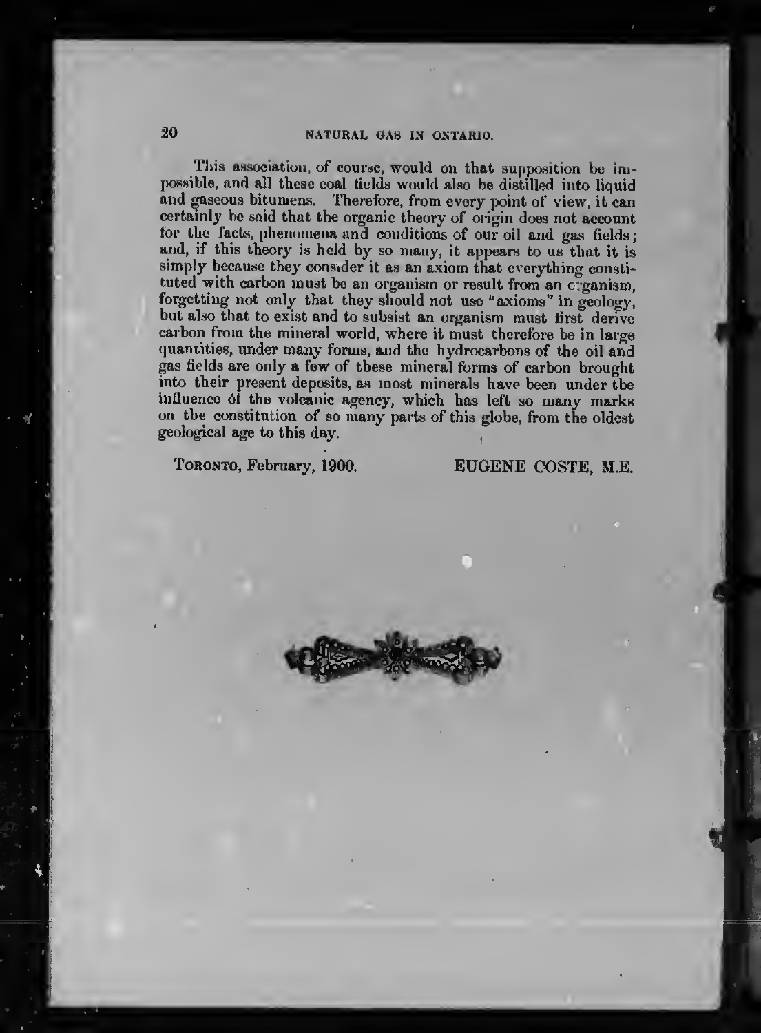This association, of course, would on that supposition be impossible, and all these coal fields would also be distilled into liquid and gaseous bitumens. Therefore, from every point of view, it can certainly be said that the organic theory of origin does not account for the facts, phenomena and conditions of our oil and gas fields; and, if this theory is held by so many, it appears to us that it is simply because they consider it as an axiom that everything constituted with carbon must be an organism or result from an organism, forgetting not only that they should not use "axioms" in geology, but also that to exist and to subsist an organism must first derive carbon from the mineral world, where it must therefore be in large quantities, under many forms, and the hydrocarbons of the oil and gas fields are only a few of these mineral forms of carbon brought into their present deposits, as most minerals have been under the influence of the volcanic agency, which has left so many marks on the constitution of so many parts of this globe, from the oldest geological age to this day.

TORONTO, February, 1900. EUGENE COSTE, M.E.